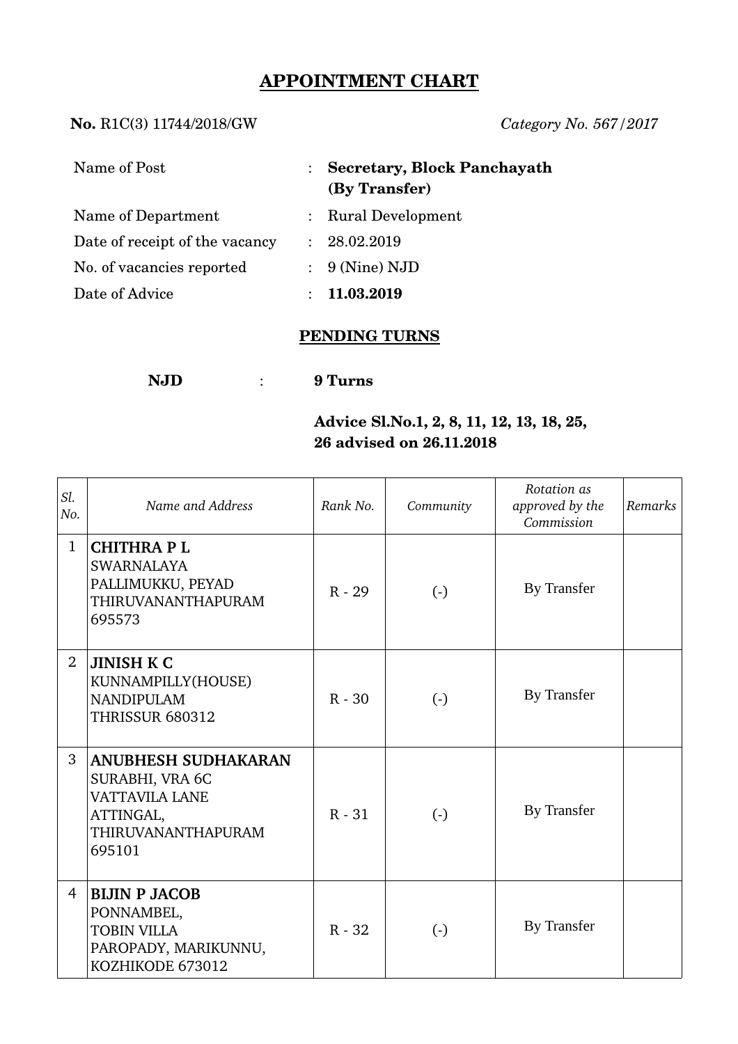# APPOINTMENT CHART

**No.** R1C(3) 11744/2018/GW *Category No. 567/2017*

| | | |
|---|---|---|
| Name of Post | : | **Secretary, Block Panchayath (By Transfer)** |
| Name of Department | : | Rural Development |
| Date of receipt of the vacancy | : | 28.02.2019 |
| No. of vacancies reported | : | 9 (Nine) NJD |
| Date of Advice | : | **11.03.2019** |

## PENDING TURNS

**NJD** : **9 Turns**

**Advice Sl.No.1, 2, 8, 11, 12, 13, 18, 25, 26 advised on 26.11.2018**

| *Sl. No.* | *Name and Address* | *Rank No.* | *Community* | *Rotation as approved by the Commission* | *Remarks* |
|---|---|---|---|---|---|
| 1 | **CHITHRA P L**<br>SWARNALAYA<br>PALLIMUKKU, PEYAD<br>THIRUVANANTHAPURAM<br>695573 | R - 29 | (-) | By Transfer | |
| 2 | **JINISH K C**<br>KUNNAMPILLY(HOUSE)<br>NANDIPULAM<br>THRISSUR 680312 | R - 30 | (-) | By Transfer | |
| 3 | **ANUBHESH SUDHAKARAN**<br>SURABHI, VRA 6C<br>VATTAVILA LANE<br>ATTINGAL,<br>THIRUVANANTHAPURAM<br>695101 | R - 31 | (-) | By Transfer | |
| 4 | **BIJIN P JACOB**<br>PONNAMBEL,<br>TOBIN VILLA<br>PAROPADY, MARIKUNNU,<br>KOZHIKODE 673012 | R - 32 | (-) | By Transfer | |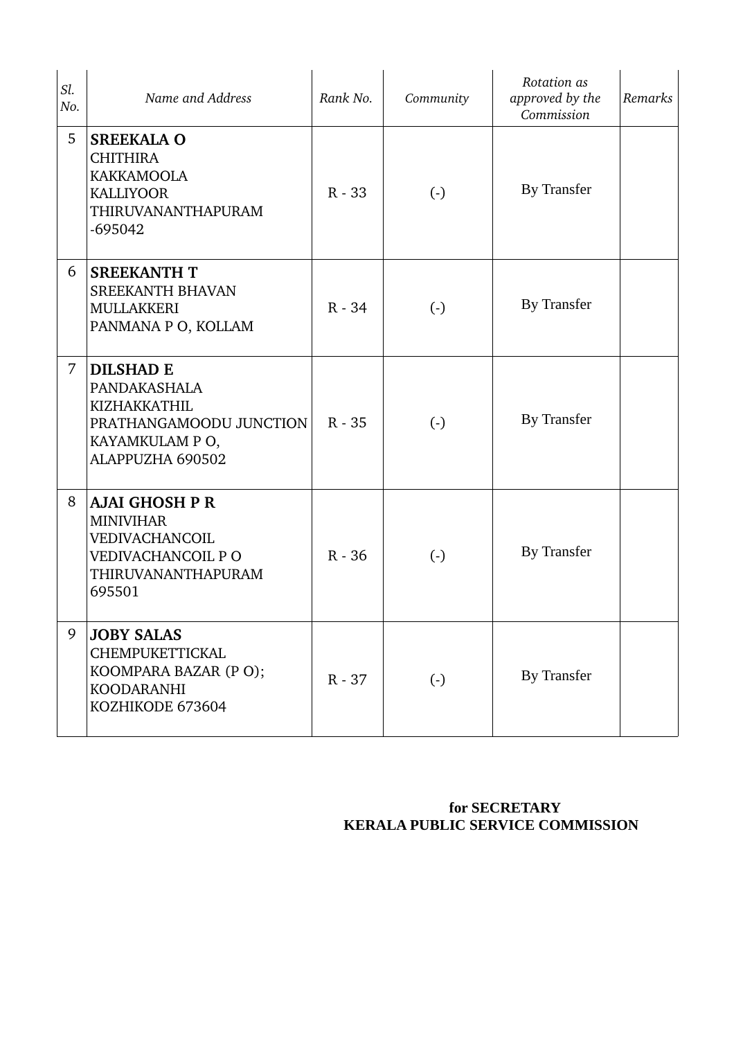| *Sl. No.* | *Name and Address* | *Rank No.* | *Community* | *Rotation as approved by the Commission* | *Remarks* |
|---|---|---|---|---|---|
| 5 | **SREEKALA O**<br>CHITHIRA<br>KAKKAMOOLA<br>KALLIYOOR<br>THIRUVANANTHAPURAM<br>-695042 | R - 33 | (-) | By Transfer | |
| 6 | **SREEKANTH T**<br>SREEKANTH BHAVAN<br>MULLAKKERI<br>PANMANA P O, KOLLAM | R - 34 | (-) | By Transfer | |
| 7 | **DILSHAD E**<br>PANDAKASHALA<br>KIZHAKKATHIL<br>PRATHANGAMOODU JUNCTION<br>KAYAMKULAM P O,<br>ALAPPUZHA 690502 | R - 35 | (-) | By Transfer | |
| 8 | **AJAI GHOSH P R**<br>MINIVIHAR<br>VEDIVACHANCOIL<br>VEDIVACHANCOIL P O<br>THIRUVANANTHAPURAM<br>695501 | R - 36 | (-) | By Transfer | |
| 9 | **JOBY SALAS**<br>CHEMPUKETTICKAL<br>KOOMPARA BAZAR (P O);<br>KOODARANHI<br>KOZHIKODE 673604 | R - 37 | (-) | By Transfer | |

**for SECRETARY**
**KERALA PUBLIC SERVICE COMMISSION**